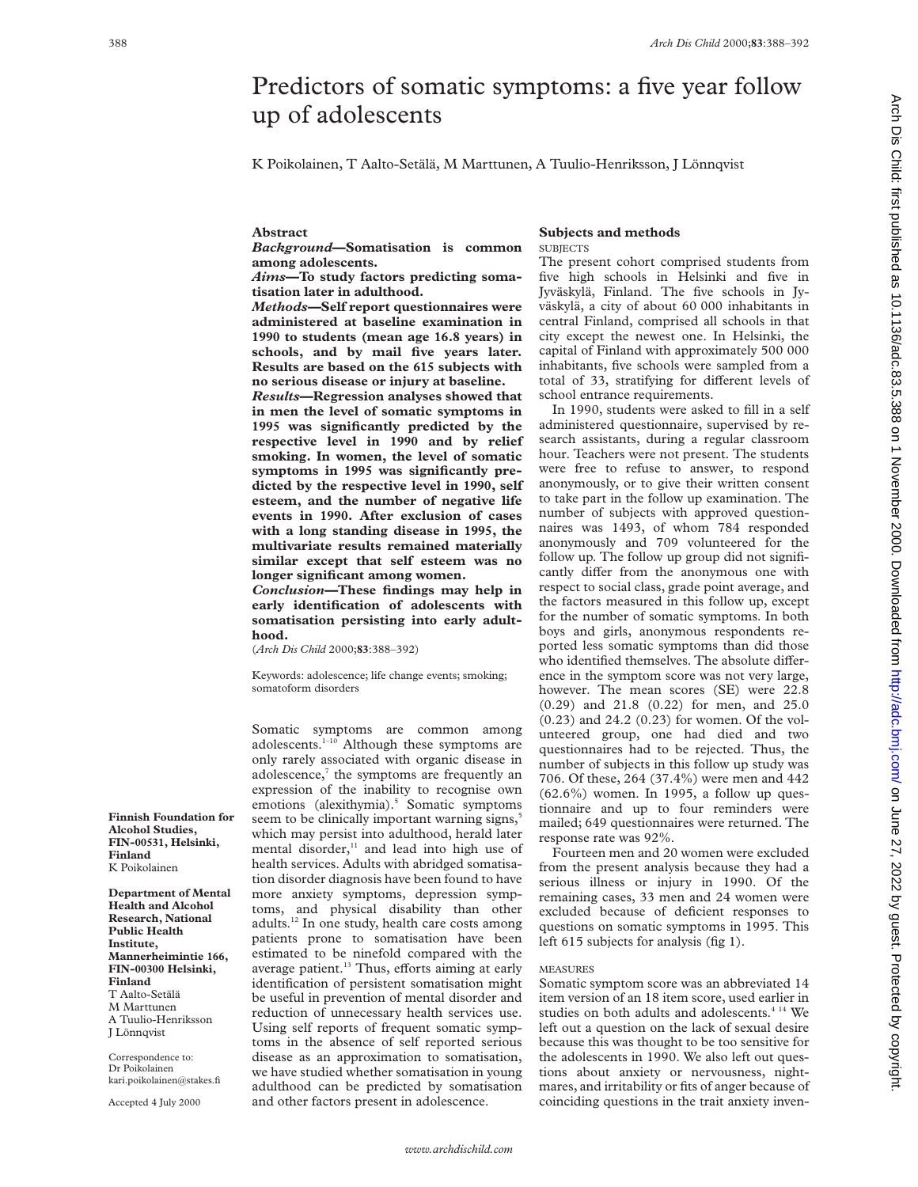# Predictors of somatic symptoms: a five year follow up of adolescents

K Poikolainen, T Aalto-Setälä, M Marttunen, A Tuulio-Henriksson, J Lönnqvist

## Abstract

***Background*—Somatisation is common among adolescents.**

***Aims*—To study factors predicting somatisation later in adulthood.**

***Methods*—Self report questionnaires were administered at baseline examination in 1990 to students (mean age 16.8 years) in schools, and by mail five years later. Results are based on the 615 subjects with no serious disease or injury at baseline.**

***Results*—Regression analyses showed that in men the level of somatic symptoms in 1995 was significantly predicted by the respective level in 1990 and by relief smoking. In women, the level of somatic symptoms in 1995 was significantly predicted by the respective level in 1990, self esteem, and the number of negative life events in 1990. After exclusion of cases with a long standing disease in 1995, the multivariate results remained materially similar except that self esteem was no longer significant among women.**

***Conclusion*—These findings may help in early identification of adolescents with somatisation persisting into early adulthood.**

(*Arch Dis Child* 2000;**83**:388–392)

Keywords: adolescence; life change events; smoking; somatoform disorders

Somatic symptoms are common among adolescents.[1–10] Although these symptoms are only rarely associated with organic disease in adolescence,[7] the symptoms are frequently an expression of the inability to recognise own emotions (alexithymia).[5] Somatic symptoms seem to be clinically important warning signs,[5] which may persist into adulthood, herald later mental disorder,[11] and lead into high use of health services. Adults with abridged somatisation disorder diagnosis have been found to have more anxiety symptoms, depression symptoms, and physical disability than other adults.[12] In one study, health care costs among patients prone to somatisation have been estimated to be ninefold compared with the average patient.[13] Thus, efforts aiming at early identification of persistent somatisation might be useful in prevention of mental disorder and reduction of unnecessary health services use. Using self reports of frequent somatic symptoms in the absence of self reported serious disease as an approximation to somatisation, we have studied whether somatisation in young adulthood can be predicted by somatisation and other factors present in adolescence.

**Finnish Foundation for Alcohol Studies, FIN-00531, Helsinki, Finland**
K Poikolainen

**Department of Mental Health and Alcohol Research, National Public Health Institute, Mannerheimintie 166, FIN-00300 Helsinki, Finland**
T Aalto-Setälä
M Marttunen
A Tuulio-Henriksson
J Lönnqvist

Correspondence to:
Dr Poikolainen
kari.poikolainen@stakes.fi

Accepted 4 July 2000

## Subjects and methods

### SUBJECTS

The present cohort comprised students from five high schools in Helsinki and five in Jyväskylä, Finland. The five schools in Jyväskylä, a city of about 60 000 inhabitants in central Finland, comprised all schools in that city except the newest one. In Helsinki, the capital of Finland with approximately 500 000 inhabitants, five schools were sampled from a total of 33, stratifying for different levels of school entrance requirements.

In 1990, students were asked to fill in a self administered questionnaire, supervised by research assistants, during a regular classroom hour. Teachers were not present. The students were free to refuse to answer, to respond anonymously, or to give their written consent to take part in the follow up examination. The number of subjects with approved questionnaires was 1493, of whom 784 responded anonymously and 709 volunteered for the follow up. The follow up group did not significantly differ from the anonymous one with respect to social class, grade point average, and the factors measured in this follow up, except for the number of somatic symptoms. In both boys and girls, anonymous respondents reported less somatic symptoms than did those who identified themselves. The absolute difference in the symptom score was not very large, however. The mean scores (SE) were 22.8 (0.29) and 21.8 (0.22) for men, and 25.0 (0.23) and 24.2 (0.23) for women. Of the volunteered group, one had died and two questionnaires had to be rejected. Thus, the number of subjects in this follow up study was 706. Of these, 264 (37.4%) were men and 442 (62.6%) women. In 1995, a follow up questionnaire and up to four reminders were mailed; 649 questionnaires were returned. The response rate was 92%.

Fourteen men and 20 women were excluded from the present analysis because they had a serious illness or injury in 1990. Of the remaining cases, 33 men and 24 women were excluded because of deficient responses to questions on somatic symptoms in 1995. This left 615 subjects for analysis (fig 1).

### MEASURES

Somatic symptom score was an abbreviated 14 item version of an 18 item score, used earlier in studies on both adults and adolescents.[4 14] We left out a question on the lack of sexual desire because this was thought to be too sensitive for the adolescents in 1990. We also left out questions about anxiety or nervousness, nightmares, and irritability or fits of anger because of coinciding questions in the trait anxiety inven-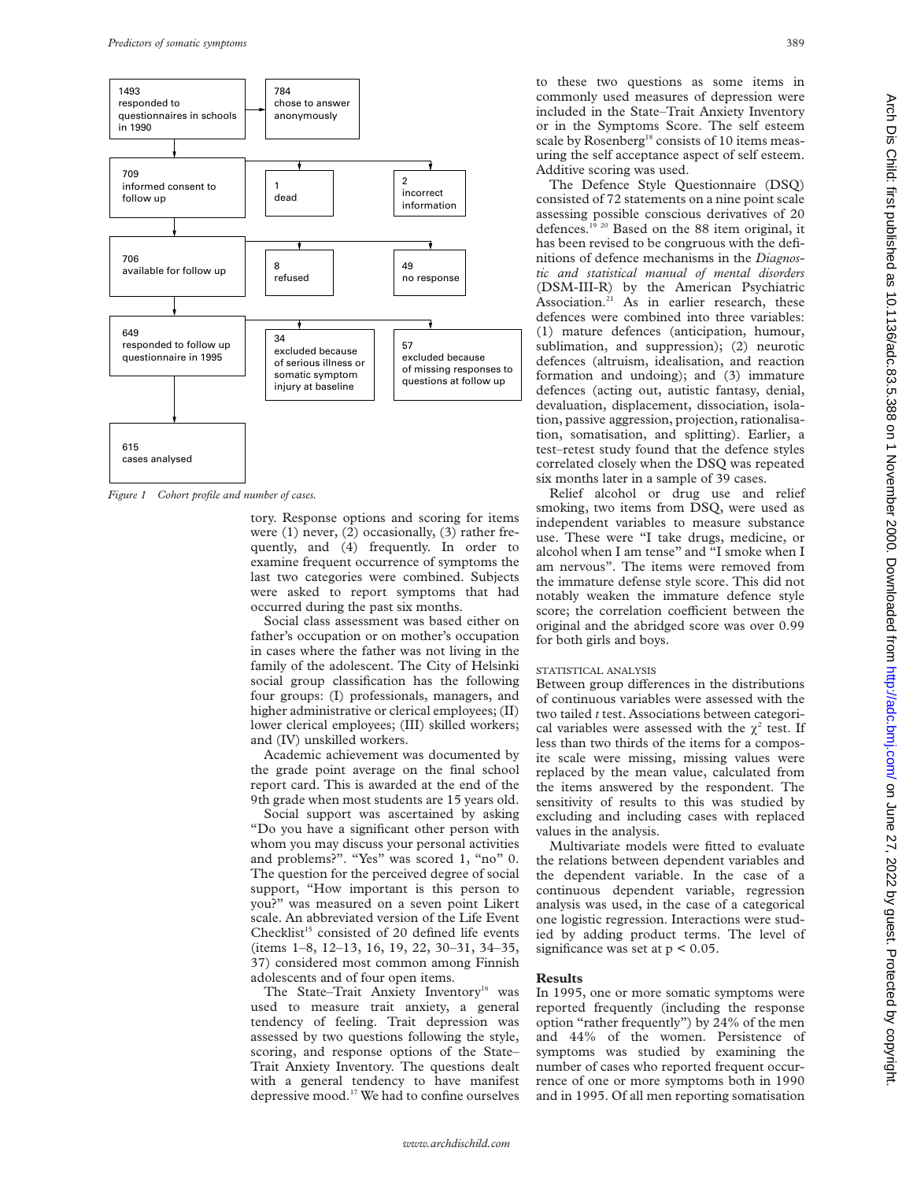| | | |
|---|---|---|
| 1493 responded to questionnaires in schools in 1990 | 784 chose to answer anonymously | |
| 709 informed consent to follow up | 1 dead | 2 incorrect information |
| 706 available for follow up | 8 refused | 49 no response |
| 649 responded to follow up questionnaire in 1995 | 34 excluded because of serious illness or somatic symptom injury at baseline | 57 excluded because of missing responses to questions at follow up |
| 615 cases analysed | | |

*Figure 1 Cohort profile and number of cases.*

tory. Response options and scoring for items were (1) never, (2) occasionally, (3) rather frequently, and (4) frequently. In order to examine frequent occurrence of symptoms the last two categories were combined. Subjects were asked to report symptoms that had occurred during the past six months.

Social class assessment was based either on father's occupation or on mother's occupation in cases where the father was not living in the family of the adolescent. The City of Helsinki social group classification has the following four groups: (I) professionals, managers, and higher administrative or clerical employees; (II) lower clerical employees; (III) skilled workers; and (IV) unskilled workers.

Academic achievement was documented by the grade point average on the final school report card. This is awarded at the end of the 9th grade when most students are 15 years old.

Social support was ascertained by asking "Do you have a significant other person with whom you may discuss your personal activities and problems?". "Yes" was scored 1, "no" 0. The question for the perceived degree of social support, "How important is this person to you?" was measured on a seven point Likert scale. An abbreviated version of the Life Event Checklist[15] consisted of 20 defined life events (items 1–8, 12–13, 16, 19, 22, 30–31, 34–35, 37) considered most common among Finnish adolescents and of four open items.

The State–Trait Anxiety Inventory[16] was used to measure trait anxiety, a general tendency of feeling. Trait depression was assessed by two questions following the style, scoring, and response options of the State–Trait Anxiety Inventory. The questions dealt with a general tendency to have manifest depressive mood.[17] We had to confine ourselves to these two questions as some items in commonly used measures of depression were included in the State–Trait Anxiety Inventory or in the Symptoms Score. The self esteem scale by Rosenberg[18] consists of 10 items measuring the self acceptance aspect of self esteem. Additive scoring was used.

The Defence Style Questionnaire (DSQ) consisted of 72 statements on a nine point scale assessing possible conscious derivatives of 20 defences.[19 20] Based on the 88 item original, it has been revised to be congruous with the definitions of defence mechanisms in the *Diagnostic and statistical manual of mental disorders* (DSM-III-R) by the American Psychiatric Association.[21] As in earlier research, these defences were combined into three variables: (1) mature defences (anticipation, humour, sublimation, and suppression); (2) neurotic defences (altruism, idealisation, and reaction formation and undoing); and (3) immature defences (acting out, autistic fantasy, denial, devaluation, displacement, dissociation, isolation, passive aggression, projection, rationalisation, somatisation, and splitting). Earlier, a test–retest study found that the defence styles correlated closely when the DSQ was repeated six months later in a sample of 39 cases.

Relief alcohol or drug use and relief smoking, two items from DSQ, were used as independent variables to measure substance use. These were "I take drugs, medicine, or alcohol when I am tense" and "I smoke when I am nervous". The items were removed from the immature defense style score. This did not notably weaken the immature defence style score; the correlation coefficient between the original and the abridged score was over 0.99 for both girls and boys.

### STATISTICAL ANALYSIS

Between group differences in the distributions of continuous variables were assessed with the two tailed *t* test. Associations between categorical variables were assessed with the $\chi^2$ test. If less than two thirds of the items for a composite scale were missing, missing values were replaced by the mean value, calculated from the items answered by the respondent. The sensitivity of results to this was studied by excluding and including cases with replaced values in the analysis.

Multivariate models were fitted to evaluate the relations between dependent variables and the dependent variable. In the case of a continuous dependent variable, regression analysis was used, in the case of a categorical one logistic regression. Interactions were studied by adding product terms. The level of significance was set at $p < 0.05$.

## Results

In 1995, one or more somatic symptoms were reported frequently (including the response option "rather frequently") by 24% of the men and 44% of the women. Persistence of symptoms was studied by examining the number of cases who reported frequent occurrence of one or more symptoms both in 1990 and in 1995. Of all men reporting somatisation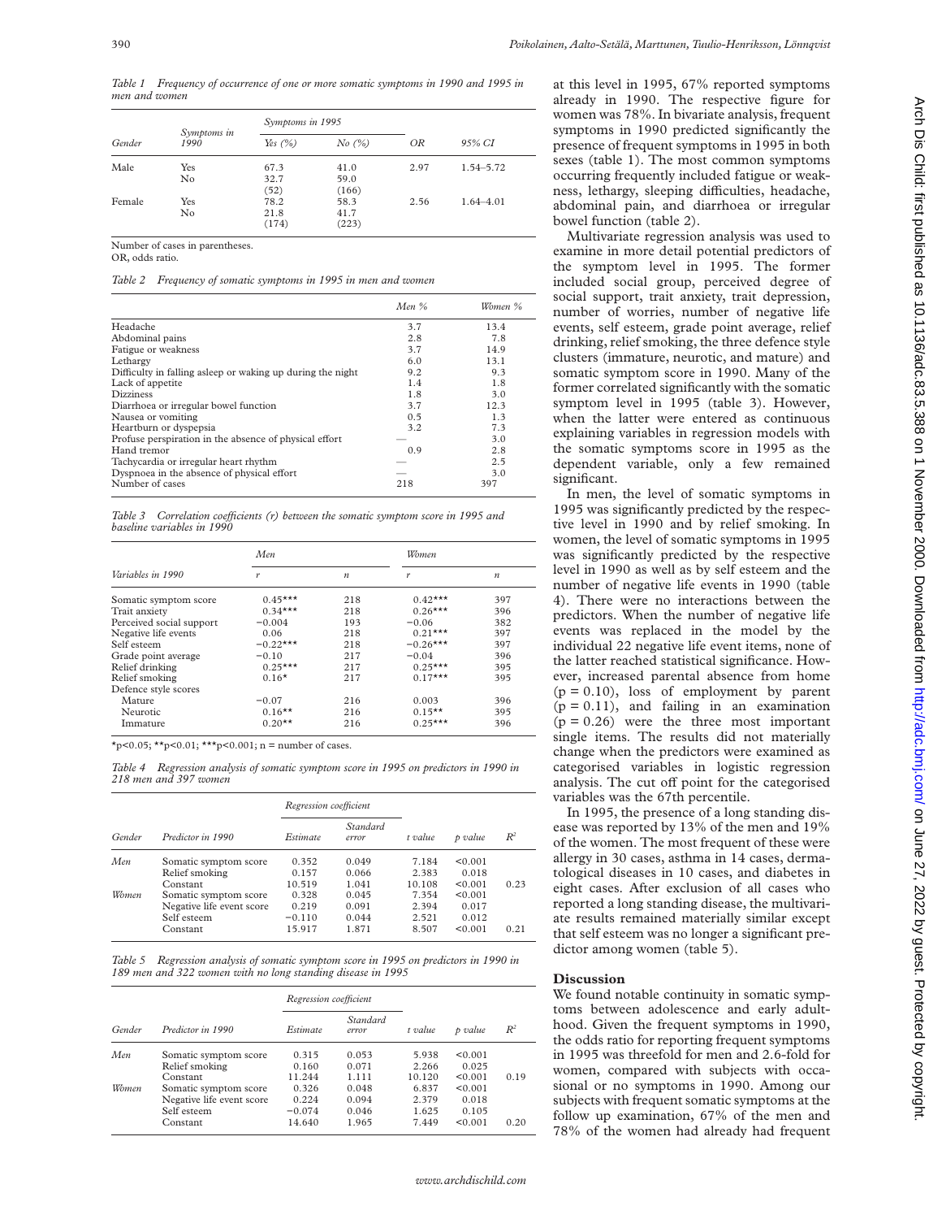*Table 1 Frequency of occurrence of one or more somatic symptoms in 1990 and 1995 in men and women*

| Gender | Symptoms in 1990 | Symptoms in 1995 Yes (%) | No (%) | OR | 95% CI |
|---|---|---|---|---|---|
| Male | Yes | 67.3 | 41.0 | 2.97 | 1.54–5.72 |
| | No | 32.7 | 59.0 | | |
| | | (52) | (166) | | |
| Female | Yes | 78.2 | 58.3 | 2.56 | 1.64–4.01 |
| | No | 21.8 | 41.7 | | |
| | | (174) | (223) | | |

Number of cases in parentheses.
OR, odds ratio.

*Table 2 Frequency of somatic symptoms in 1995 in men and women*

| | Men % | Women % |
|---|---|---|
| Headache | 3.7 | 13.4 |
| Abdominal pains | 2.8 | 7.8 |
| Fatigue or weakness | 3.7 | 14.9 |
| Lethargy | 6.0 | 13.1 |
| Difficulty in falling asleep or waking up during the night | 9.2 | 9.3 |
| Lack of appetite | 1.4 | 1.8 |
| Dizziness | 1.8 | 3.0 |
| Diarrhoea or irregular bowel function | 3.7 | 12.3 |
| Nausea or vomiting | 0.5 | 1.3 |
| Heartburn or dyspepsia | 3.2 | 7.3 |
| Profuse perspiration in the absence of physical effort | — | 3.0 |
| Hand tremor | 0.9 | 2.8 |
| Tachycardia or irregular heart rhythm | — | 2.5 |
| Dyspnoea in the absence of physical effort | — | 3.0 |
| Number of cases | 218 | 397 |

*Table 3 Correlation coefficients (r) between the somatic symptom score in 1995 and baseline variables in 1990*

| Variables in 1990 | Men r | n | Women r | n |
|---|---|---|---|---|
| Somatic symptom score | 0.45*** | 218 | 0.42*** | 397 |
| Trait anxiety | 0.34*** | 218 | 0.26*** | 396 |
| Perceived social support | −0.004 | 193 | −0.06 | 382 |
| Negative life events | 0.06 | 218 | 0.21*** | 397 |
| Self esteem | −0.22*** | 218 | −0.26*** | 397 |
| Grade point average | −0.10 | 217 | −0.04 | 396 |
| Relief drinking | 0.25*** | 217 | 0.25*** | 395 |
| Relief smoking | 0.16* | 217 | 0.17*** | 395 |
| Defence style scores | | | | |
| Mature | −0.07 | 216 | 0.003 | 396 |
| Neurotic | 0.16** | 216 | 0.15** | 395 |
| Immature | 0.20** | 216 | 0.25*** | 396 |

*p<0.05; **p<0.01; ***p<0.001; n = number of cases.

*Table 4 Regression analysis of somatic symptom score in 1995 on predictors in 1990 in 218 men and 397 women*

| Gender | Predictor in 1990 | Regression coefficient Estimate | Standard error | t value | p value | $R^2$ |
|---|---|---|---|---|---|---|
| Men | Somatic symptom score | 0.352 | 0.049 | 7.184 | <0.001 | |
| | Relief smoking | 0.157 | 0.066 | 2.383 | 0.018 | |
| | Constant | 10.519 | 1.041 | 10.108 | <0.001 | 0.23 |
| Women | Somatic symptom score | 0.328 | 0.045 | 7.354 | <0.001 | |
| | Negative life event score | 0.219 | 0.091 | 2.394 | 0.017 | |
| | Self esteem | −0.110 | 0.044 | 2.521 | 0.012 | |
| | Constant | 15.917 | 1.871 | 8.507 | <0.001 | 0.21 |

*Table 5 Regression analysis of somatic symptom score in 1995 on predictors in 1990 in 189 men and 322 women with no long standing disease in 1995*

| Gender | Predictor in 1990 | Regression coefficient Estimate | Standard error | t value | p value | $R^2$ |
|---|---|---|---|---|---|---|
| Men | Somatic symptom score | 0.315 | 0.053 | 5.938 | <0.001 | |
| | Relief smoking | 0.160 | 0.071 | 2.266 | 0.025 | |
| | Constant | 11.244 | 1.111 | 10.120 | <0.001 | 0.19 |
| Women | Somatic symptom score | 0.326 | 0.048 | 6.837 | <0.001 | |
| | Negative life event score | 0.224 | 0.094 | 2.379 | 0.018 | |
| | Self esteem | −0.074 | 0.046 | 1.625 | 0.105 | |
| | Constant | 14.640 | 1.965 | 7.449 | <0.001 | 0.20 |

at this level in 1995, 67% reported symptoms already in 1990. The respective figure for women was 78%. In bivariate analysis, frequent symptoms in 1990 predicted significantly the presence of frequent symptoms in 1995 in both sexes (table 1). The most common symptoms occurring frequently included fatigue or weakness, lethargy, sleeping difficulties, headache, abdominal pain, and diarrhoea or irregular bowel function (table 2).

Multivariate regression analysis was used to examine in more detail potential predictors of the symptom level in 1995. The former included social group, perceived degree of social support, trait anxiety, trait depression, number of worries, number of negative life events, self esteem, grade point average, relief drinking, relief smoking, the three defence style clusters (immature, neurotic, and mature) and somatic symptom score in 1990. Many of the former correlated significantly with the somatic symptom level in 1995 (table 3). However, when the latter were entered as continuous explaining variables in regression models with the somatic symptoms score in 1995 as the dependent variable, only a few remained significant.

In men, the level of somatic symptoms in 1995 was significantly predicted by the respective level in 1990 and by relief smoking. In women, the level of somatic symptoms in 1995 was significantly predicted by the respective level in 1990 as well as by self esteem and the number of negative life events in 1990 (table 4). There were no interactions between the predictors. When the number of negative life events was replaced in the model by the individual 22 negative life event items, none of the latter reached statistical significance. However, increased parental absence from home ($p = 0.10$), loss of employment by parent ($p = 0.11$), and failing in an examination ($p = 0.26$) were the three most important single items. The results did not materially change when the predictors were examined as categorised variables in logistic regression analysis. The cut off point for the categorised variables was the 67th percentile.

In 1995, the presence of a long standing disease was reported by 13% of the men and 19% of the women. The most frequent of these were allergy in 30 cases, asthma in 14 cases, dermatological diseases in 10 cases, and diabetes in eight cases. After exclusion of all cases who reported a long standing disease, the multivariate results remained materially similar except that self esteem was no longer a significant predictor among women (table 5).

## Discussion

We found notable continuity in somatic symptoms between adolescence and early adulthood. Given the frequent symptoms in 1990, the odds ratio for reporting frequent symptoms in 1995 was threefold for men and 2.6-fold for women, compared with subjects with occasional or no symptoms in 1990. Among our subjects with frequent somatic symptoms at the follow up examination, 67% of the men and 78% of the women had already had frequent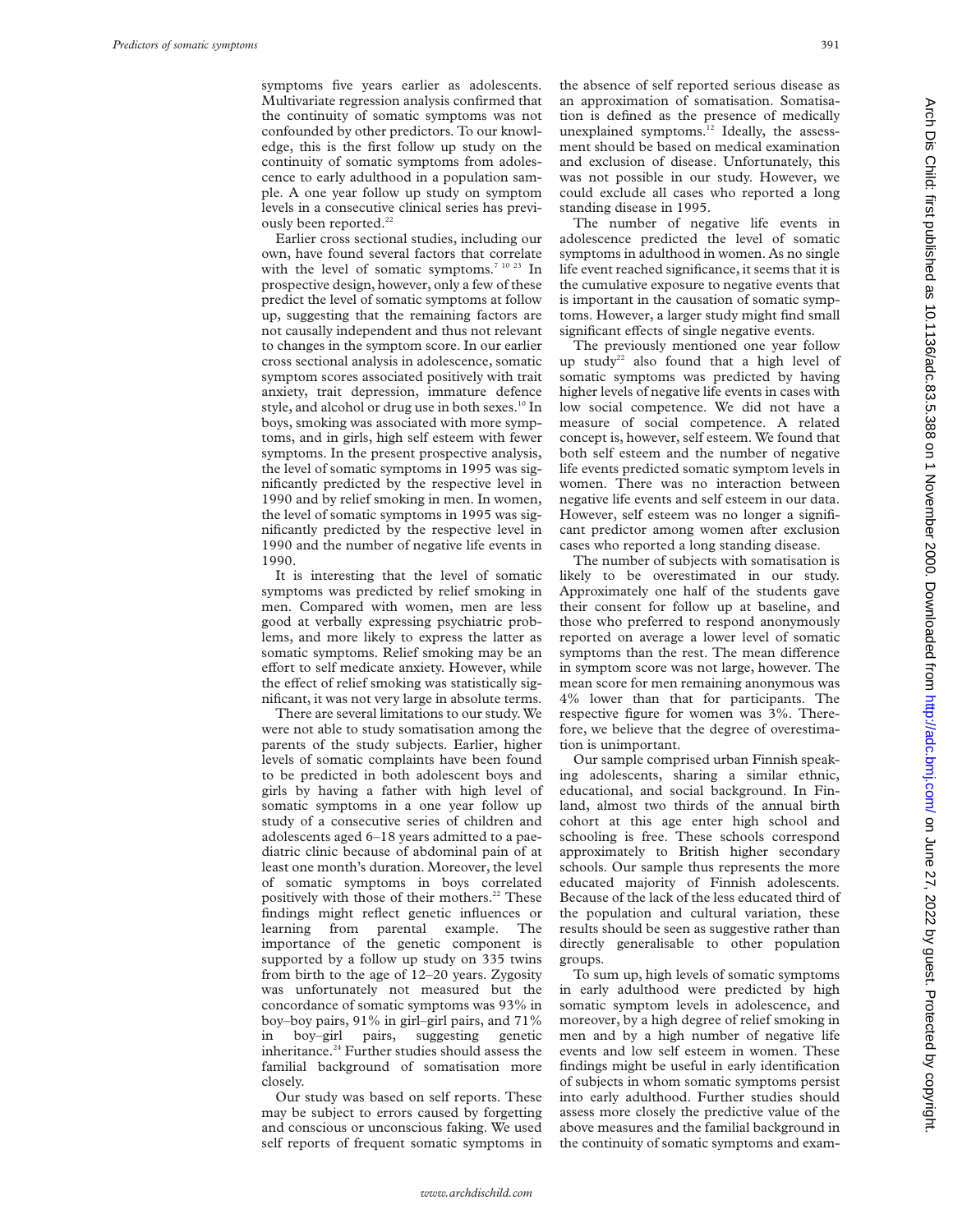symptoms five years earlier as adolescents. Multivariate regression analysis confirmed that the continuity of somatic symptoms was not confounded by other predictors. To our knowledge, this is the first follow up study on the continuity of somatic symptoms from adolescence to early adulthood in a population sample. A one year follow up study on symptom levels in a consecutive clinical series has previously been reported.[22]

Earlier cross sectional studies, including our own, have found several factors that correlate with the level of somatic symptoms.[7 10 23] In prospective design, however, only a few of these predict the level of somatic symptoms at follow up, suggesting that the remaining factors are not causally independent and thus not relevant to changes in the symptom score. In our earlier cross sectional analysis in adolescence, somatic symptom scores associated positively with trait anxiety, trait depression, immature defence style, and alcohol or drug use in both sexes.[10] In boys, smoking was associated with more symptoms, and in girls, high self esteem with fewer symptoms. In the present prospective analysis, the level of somatic symptoms in 1995 was significantly predicted by the respective level in 1990 and by relief smoking in men. In women, the level of somatic symptoms in 1995 was significantly predicted by the respective level in 1990 and the number of negative life events in 1990.

It is interesting that the level of somatic symptoms was predicted by relief smoking in men. Compared with women, men are less good at verbally expressing psychiatric problems, and more likely to express the latter as somatic symptoms. Relief smoking may be an effort to self medicate anxiety. However, while the effect of relief smoking was statistically significant, it was not very large in absolute terms.

There are several limitations to our study. We were not able to study somatisation among the parents of the study subjects. Earlier, higher levels of somatic complaints have been found to be predicted in both adolescent boys and girls by having a father with high level of somatic symptoms in a one year follow up study of a consecutive series of children and adolescents aged 6–18 years admitted to a paediatric clinic because of abdominal pain of at least one month's duration. Moreover, the level of somatic symptoms in boys correlated positively with those of their mothers.[22] These findings might reflect genetic influences or learning from parental example. The importance of the genetic component is supported by a follow up study on 335 twins from birth to the age of 12–20 years. Zygosity was unfortunately not measured but the concordance of somatic symptoms was 93% in boy–boy pairs, 91% in girl–girl pairs, and 71% in boy–girl pairs, suggesting genetic inheritance.[24] Further studies should assess the familial background of somatisation more closely.

Our study was based on self reports. These may be subject to errors caused by forgetting and conscious or unconscious faking. We used self reports of frequent somatic symptoms in the absence of self reported serious disease as an approximation of somatisation. Somatisation is defined as the presence of medically unexplained symptoms.[12] Ideally, the assessment should be based on medical examination and exclusion of disease. Unfortunately, this was not possible in our study. However, we could exclude all cases who reported a long standing disease in 1995.

The number of negative life events in adolescence predicted the level of somatic symptoms in adulthood in women. As no single life event reached significance, it seems that it is the cumulative exposure to negative events that is important in the causation of somatic symptoms. However, a larger study might find small significant effects of single negative events.

The previously mentioned one year follow up study[22] also found that a high level of somatic symptoms was predicted by having higher levels of negative life events in cases with low social competence. We did not have a measure of social competence. A related concept is, however, self esteem. We found that both self esteem and the number of negative life events predicted somatic symptom levels in women. There was no interaction between negative life events and self esteem in our data. However, self esteem was no longer a significant predictor among women after exclusion cases who reported a long standing disease.

The number of subjects with somatisation is likely to be overestimated in our study. Approximately one half of the students gave their consent for follow up at baseline, and those who preferred to respond anonymously reported on average a lower level of somatic symptoms than the rest. The mean difference in symptom score was not large, however. The mean score for men remaining anonymous was 4% lower than that for participants. The respective figure for women was 3%. Therefore, we believe that the degree of overestimation is unimportant.

Our sample comprised urban Finnish speaking adolescents, sharing a similar ethnic, educational, and social background. In Finland, almost two thirds of the annual birth cohort at this age enter high school and schooling is free. These schools correspond approximately to British higher secondary schools. Our sample thus represents the more educated majority of Finnish adolescents. Because of the lack of the less educated third of the population and cultural variation, these results should be seen as suggestive rather than directly generalisable to other population groups.

To sum up, high levels of somatic symptoms in early adulthood were predicted by high somatic symptom levels in adolescence, and moreover, by a high degree of relief smoking in men and by a high number of negative life events and low self esteem in women. These findings might be useful in early identification of subjects in whom somatic symptoms persist into early adulthood. Further studies should assess more closely the predictive value of the above measures and the familial background in the continuity of somatic symptoms and exam-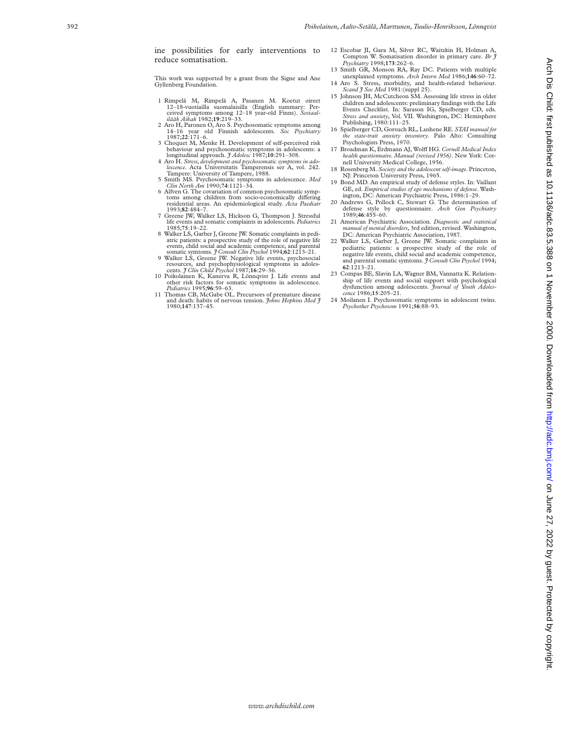ine possibilities for early interventions to reduce somatisation.

This work was supported by a grant from the Signe and Ane Gyllenberg Foundation.

1 Rimpelä M, Rimpelä A, Pasanen M. Koetut oireet 12–18-vuotiailla suomalaisilla (English summary: Perceived symptoms among 12–18 year-old Finns). *Sosiaalilääk Aikak* 1982;**19**:219–33.
2 Aro H, Paronen O, Aro S. Psychosomatic symptoms among 14–16 year old Finnish adolescents. *Soc Psychiatry* 1987;**22**:171–6.
3 Choquet M, Menke H. Development of self-perceived risk behaviour and psychosomatic symptoms in adolescents: a longitudinal approach. *J Adolesc* 1987;**10**:291–308.
4 Aro H. *Stress, development and psychosomatic symptoms in adolescence*. Acta Universitatis Tamperensis ser A, vol. 242. Tampere: University of Tampere, 1988.
5 Smith MS. Psychosomatic symptoms in adolescence. *Med Clin North Am* 1990;**74**:1121–34.
6 Alfven G. The covariation of common psychosomatic symptoms among children from socio-economically differing residential areas. An epidemiological study. *Acta Paediatr* 1993;**82**:484–7.
7 Greene JW, Walker LS, Hickson G, Thompson J. Stressful life events and somatic complaints in adolescents. *Pediatrics* 1985;**75**:19–22.
8 Walker LS, Garber J, Greene JW. Somatic complaints in pediatric patients: a prospective study of the role of negative life events, child social and academic competence, and parental somatic symtoms. *J Consult Clin Psychol* 1994;**62**:1213–21.
9 Walker LS, Greene JW. Negative life events, psychosocial resources, and psychophysiological symptoms in adolescents. *J Clin Child Psychol* 1987;**16**:29–36.
10 Poikolainen K, Kanerva R, Lönnqvist J. Life events and other risk factors for somatic symptoms in adolescence. *Pediatrics* 1995;**96**:59–63.
11 Thomas CB, McGabe OL. Precursors of premature disease and death: habits of nervous tension. *Johns Hopkins Med J* 1980;**147**:137–45.
12 Escobar JI, Gara M, Silver RC, Waitzkin H, Holman A, Compton W. Somatisation disorder in primary care. *Br J Psychiatry* 1998;**173**:262–6.
13 Smith GR, Monson RA, Ray DC. Patients with multiple unexplained symptoms. *Arch Intern Med* 1986;**146**:60–72.
14 Aro S. Stress, morbidity, and health-related behaviour. *Scand J Soc Med* 1981:(suppl 25).
15 Johnson JH, McCutcheon SM. Assessing life stress in older children and adolescents: preliminary findings with the Life Events Checklist. In: Sarason IG, Spielberger CD, eds. *Stress and anxiety*, Vol. VII. Washington, DC: Hemisphere Publishing, 1980:111–25.
16 Spielberger CD, Gorsuch RL, Lushene RE. *STAI manual for the state-trait anxiety inventory*. Palo Alto: Consulting Psychologists Press, 1970.
17 Broadman K, Erdmann AJ, Wolff HG. *Cornell Medical Index health questionnaire. Manual (revised 1956)*. New York: Cornell University Medical College, 1956.
18 Rosenberg M. *Society and the adolescent self-image*. Princeton, NJ: Princeton University Press, 1965.
19 Bond MD. An empirical study of defense styles. In: Vaillant GE, ed. *Empirical studies of ego mechanisms of defense*. Washington, DC: American Psychiatric Press, 1986:1–29.
20 Andrews G, Pollock C, Stewart G. The determination of defense style by questionnaire. *Arch Gen Psychiatry* 1989;**46**:455–60.
21 American Psychiatric Association. *Diagnostic and statistical manual of mental disorders*, 3rd edition, revised. Washington, DC: American Psychiatric Association, 1987.
22 Walker LS, Garber J, Greene JW. Somatic complaints in pediatric patients: a prospective study of the role of negative life events, child social and academic competence, and parental somatic symtoms. *J Consult Clin Psychol* 1994; **62**:1213–21.
23 Compas BE, Slavin LA, Wagner BM, Vannatta K. Relationship of life events and social support with psychological dysfunction among adolescents. *Journal of Youth Adolescence* 1986;**15**:205–21.
24 Moilanen I. Psychosomatic symptoms in adolescent twins. *Psychother Psychosom* 1991;**56**:88–93.